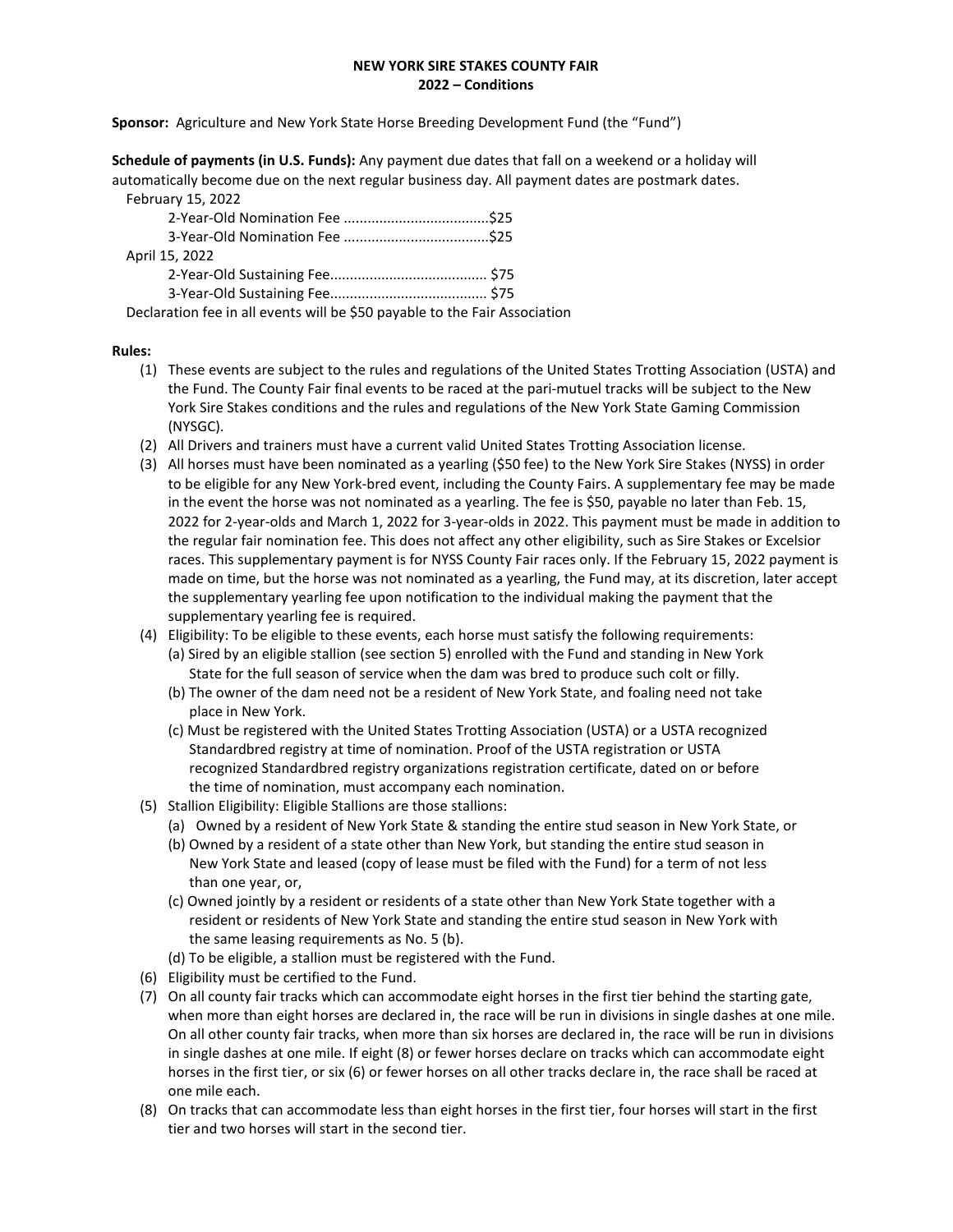# NEW YORK SIRE STAKES COUNTY FAIR
## 2022 – Conditions

**Sponsor:** Agriculture and New York State Horse Breeding Development Fund (the "Fund")

**Schedule of payments (in U.S. Funds):** Any payment due dates that fall on a weekend or a holiday will automatically become due on the next regular business day. All payment dates are postmark dates.

February 15, 2022
- 2-Year-Old Nomination Fee ....................................$25
- 3-Year-Old Nomination Fee ....................................$25

April 15, 2022
- 2-Year-Old Sustaining Fee....................................... $75
- 3-Year-Old Sustaining Fee....................................... $75

Declaration fee in all events will be $50 payable to the Fair Association

**Rules:**

(1) These events are subject to the rules and regulations of the United States Trotting Association (USTA) and the Fund. The County Fair final events to be raced at the pari-mutuel tracks will be subject to the New York Sire Stakes conditions and the rules and regulations of the New York State Gaming Commission (NYSGC).

(2) All Drivers and trainers must have a current valid United States Trotting Association license.

(3) All horses must have been nominated as a yearling ($50 fee) to the New York Sire Stakes (NYSS) in order to be eligible for any New York-bred event, including the County Fairs. A supplementary fee may be made in the event the horse was not nominated as a yearling. The fee is $50, payable no later than Feb. 15, 2022 for 2-year-olds and March 1, 2022 for 3-year-olds in 2022. This payment must be made in addition to the regular fair nomination fee. This does not affect any other eligibility, such as Sire Stakes or Excelsior races. This supplementary payment is for NYSS County Fair races only. If the February 15, 2022 payment is made on time, but the horse was not nominated as a yearling, the Fund may, at its discretion, later accept the supplementary yearling fee upon notification to the individual making the payment that the supplementary yearling fee is required.

(4) Eligibility: To be eligible to these events, each horse must satisfy the following requirements:
   (a) Sired by an eligible stallion (see section 5) enrolled with the Fund and standing in New York State for the full season of service when the dam was bred to produce such colt or filly.
   (b) The owner of the dam need not be a resident of New York State, and foaling need not take place in New York.
   (c) Must be registered with the United States Trotting Association (USTA) or a USTA recognized Standardbred registry at time of nomination. Proof of the USTA registration or USTA recognized Standardbred registry organizations registration certificate, dated on or before the time of nomination, must accompany each nomination.

(5) Stallion Eligibility: Eligible Stallions are those stallions:
   (a) Owned by a resident of New York State & standing the entire stud season in New York State, or
   (b) Owned by a resident of a state other than New York, but standing the entire stud season in New York State and leased (copy of lease must be filed with the Fund) for a term of not less than one year, or,
   (c) Owned jointly by a resident or residents of a state other than New York State together with a resident or residents of New York State and standing the entire stud season in New York with the same leasing requirements as No. 5 (b).
   (d) To be eligible, a stallion must be registered with the Fund.

(6) Eligibility must be certified to the Fund.

(7) On all county fair tracks which can accommodate eight horses in the first tier behind the starting gate, when more than eight horses are declared in, the race will be run in divisions in single dashes at one mile. On all other county fair tracks, when more than six horses are declared in, the race will be run in divisions in single dashes at one mile. If eight (8) or fewer horses declare on tracks which can accommodate eight horses in the first tier, or six (6) or fewer horses on all other tracks declare in, the race shall be raced at one mile each.

(8) On tracks that can accommodate less than eight horses in the first tier, four horses will start in the first tier and two horses will start in the second tier.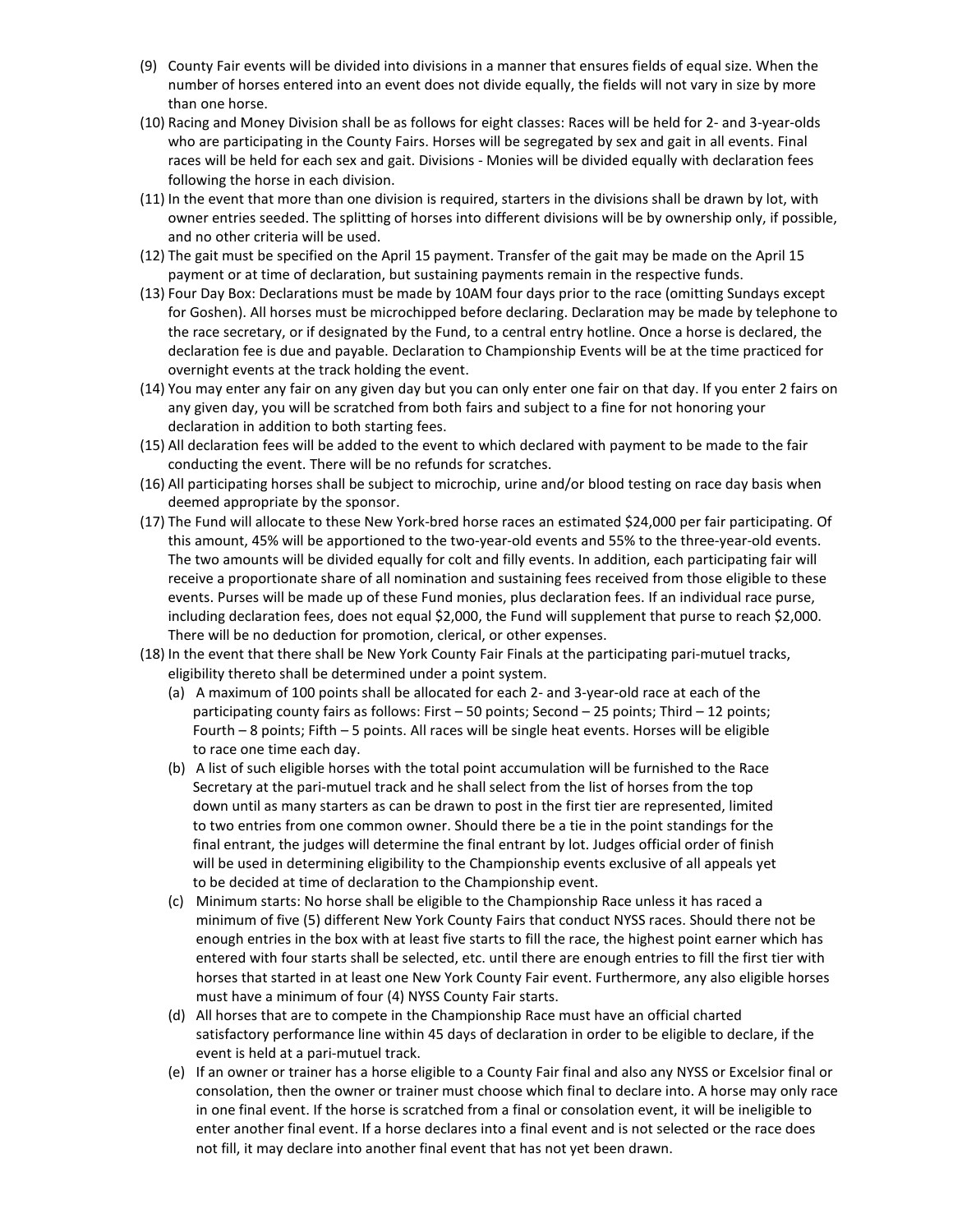(9) County Fair events will be divided into divisions in a manner that ensures fields of equal size. When the number of horses entered into an event does not divide equally, the fields will not vary in size by more than one horse.

(10) Racing and Money Division shall be as follows for eight classes: Races will be held for 2- and 3-year-olds who are participating in the County Fairs. Horses will be segregated by sex and gait in all events. Final races will be held for each sex and gait. Divisions - Monies will be divided equally with declaration fees following the horse in each division.

(11) In the event that more than one division is required, starters in the divisions shall be drawn by lot, with owner entries seeded. The splitting of horses into different divisions will be by ownership only, if possible, and no other criteria will be used.

(12) The gait must be specified on the April 15 payment. Transfer of the gait may be made on the April 15 payment or at time of declaration, but sustaining payments remain in the respective funds.

(13) Four Day Box: Declarations must be made by 10AM four days prior to the race (omitting Sundays except for Goshen). All horses must be microchipped before declaring. Declaration may be made by telephone to the race secretary, or if designated by the Fund, to a central entry hotline. Once a horse is declared, the declaration fee is due and payable. Declaration to Championship Events will be at the time practiced for overnight events at the track holding the event.

(14) You may enter any fair on any given day but you can only enter one fair on that day. If you enter 2 fairs on any given day, you will be scratched from both fairs and subject to a fine for not honoring your declaration in addition to both starting fees.

(15) All declaration fees will be added to the event to which declared with payment to be made to the fair conducting the event. There will be no refunds for scratches.

(16) All participating horses shall be subject to microchip, urine and/or blood testing on race day basis when deemed appropriate by the sponsor.

(17) The Fund will allocate to these New York-bred horse races an estimated $24,000 per fair participating. Of this amount, 45% will be apportioned to the two-year-old events and 55% to the three-year-old events. The two amounts will be divided equally for colt and filly events. In addition, each participating fair will receive a proportionate share of all nomination and sustaining fees received from those eligible to these events. Purses will be made up of these Fund monies, plus declaration fees. If an individual race purse, including declaration fees, does not equal $2,000, the Fund will supplement that purse to reach $2,000. There will be no deduction for promotion, clerical, or other expenses.

(18) In the event that there shall be New York County Fair Finals at the participating pari-mutuel tracks, eligibility thereto shall be determined under a point system.

   (a) A maximum of 100 points shall be allocated for each 2- and 3-year-old race at each of the participating county fairs as follows: First – 50 points; Second – 25 points; Third – 12 points; Fourth – 8 points; Fifth – 5 points. All races will be single heat events. Horses will be eligible to race one time each day.

   (b) A list of such eligible horses with the total point accumulation will be furnished to the Race Secretary at the pari-mutuel track and he shall select from the list of horses from the top down until as many starters as can be drawn to post in the first tier are represented, limited to two entries from one common owner. Should there be a tie in the point standings for the final entrant, the judges will determine the final entrant by lot. Judges official order of finish will be used in determining eligibility to the Championship events exclusive of all appeals yet to be decided at time of declaration to the Championship event.

   (c) Minimum starts: No horse shall be eligible to the Championship Race unless it has raced a minimum of five (5) different New York County Fairs that conduct NYSS races. Should there not be enough entries in the box with at least five starts to fill the race, the highest point earner which has entered with four starts shall be selected, etc. until there are enough entries to fill the first tier with horses that started in at least one New York County Fair event. Furthermore, any also eligible horses must have a minimum of four (4) NYSS County Fair starts.

   (d) All horses that are to compete in the Championship Race must have an official charted satisfactory performance line within 45 days of declaration in order to be eligible to declare, if the event is held at a pari-mutuel track.

   (e) If an owner or trainer has a horse eligible to a County Fair final and also any NYSS or Excelsior final or consolation, then the owner or trainer must choose which final to declare into. A horse may only race in one final event. If the horse is scratched from a final or consolation event, it will be ineligible to enter another final event. If a horse declares into a final event and is not selected or the race does not fill, it may declare into another final event that has not yet been drawn.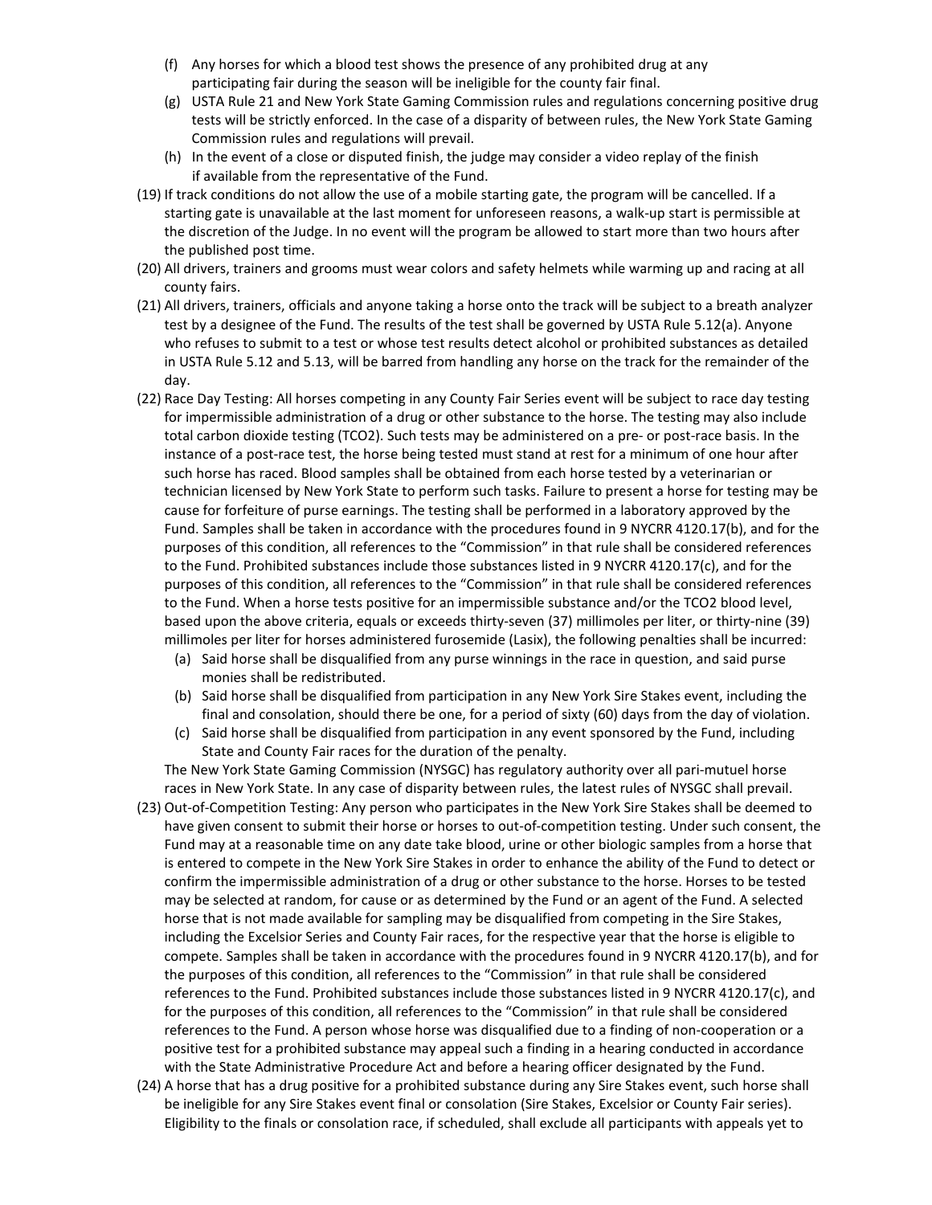(f) Any horses for which a blood test shows the presence of any prohibited drug at any participating fair during the season will be ineligible for the county fair final.

(g) USTA Rule 21 and New York State Gaming Commission rules and regulations concerning positive drug tests will be strictly enforced. In the case of a disparity of between rules, the New York State Gaming Commission rules and regulations will prevail.

(h) In the event of a close or disputed finish, the judge may consider a video replay of the finish if available from the representative of the Fund.

(19) If track conditions do not allow the use of a mobile starting gate, the program will be cancelled. If a starting gate is unavailable at the last moment for unforeseen reasons, a walk-up start is permissible at the discretion of the Judge. In no event will the program be allowed to start more than two hours after the published post time.

(20) All drivers, trainers and grooms must wear colors and safety helmets while warming up and racing at all county fairs.

(21) All drivers, trainers, officials and anyone taking a horse onto the track will be subject to a breath analyzer test by a designee of the Fund. The results of the test shall be governed by USTA Rule 5.12(a). Anyone who refuses to submit to a test or whose test results detect alcohol or prohibited substances as detailed in USTA Rule 5.12 and 5.13, will be barred from handling any horse on the track for the remainder of the day.

(22) Race Day Testing: All horses competing in any County Fair Series event will be subject to race day testing for impermissible administration of a drug or other substance to the horse. The testing may also include total carbon dioxide testing (TCO2). Such tests may be administered on a pre- or post-race basis. In the instance of a post-race test, the horse being tested must stand at rest for a minimum of one hour after such horse has raced. Blood samples shall be obtained from each horse tested by a veterinarian or technician licensed by New York State to perform such tasks. Failure to present a horse for testing may be cause for forfeiture of purse earnings. The testing shall be performed in a laboratory approved by the Fund. Samples shall be taken in accordance with the procedures found in 9 NYCRR 4120.17(b), and for the purposes of this condition, all references to the "Commission" in that rule shall be considered references to the Fund. Prohibited substances include those substances listed in 9 NYCRR 4120.17(c), and for the purposes of this condition, all references to the "Commission" in that rule shall be considered references to the Fund. When a horse tests positive for an impermissible substance and/or the TCO2 blood level, based upon the above criteria, equals or exceeds thirty-seven (37) millimoles per liter, or thirty-nine (39) millimoles per liter for horses administered furosemide (Lasix), the following penalties shall be incurred:

   (a) Said horse shall be disqualified from any purse winnings in the race in question, and said purse monies shall be redistributed.
   (b) Said horse shall be disqualified from participation in any New York Sire Stakes event, including the final and consolation, should there be one, for a period of sixty (60) days from the day of violation.
   (c) Said horse shall be disqualified from participation in any event sponsored by the Fund, including State and County Fair races for the duration of the penalty.

   The New York State Gaming Commission (NYSGC) has regulatory authority over all pari-mutuel horse races in New York State. In any case of disparity between rules, the latest rules of NYSGC shall prevail.

(23) Out-of-Competition Testing: Any person who participates in the New York Sire Stakes shall be deemed to have given consent to submit their horse or horses to out-of-competition testing. Under such consent, the Fund may at a reasonable time on any date take blood, urine or other biologic samples from a horse that is entered to compete in the New York Sire Stakes in order to enhance the ability of the Fund to detect or confirm the impermissible administration of a drug or other substance to the horse. Horses to be tested may be selected at random, for cause or as determined by the Fund or an agent of the Fund. A selected horse that is not made available for sampling may be disqualified from competing in the Sire Stakes, including the Excelsior Series and County Fair races, for the respective year that the horse is eligible to compete. Samples shall be taken in accordance with the procedures found in 9 NYCRR 4120.17(b), and for the purposes of this condition, all references to the "Commission" in that rule shall be considered references to the Fund. Prohibited substances include those substances listed in 9 NYCRR 4120.17(c), and for the purposes of this condition, all references to the "Commission" in that rule shall be considered references to the Fund. A person whose horse was disqualified due to a finding of non-cooperation or a positive test for a prohibited substance may appeal such a finding in a hearing conducted in accordance with the State Administrative Procedure Act and before a hearing officer designated by the Fund.

(24) A horse that has a drug positive for a prohibited substance during any Sire Stakes event, such horse shall be ineligible for any Sire Stakes event final or consolation (Sire Stakes, Excelsior or County Fair series). Eligibility to the finals or consolation race, if scheduled, shall exclude all participants with appeals yet to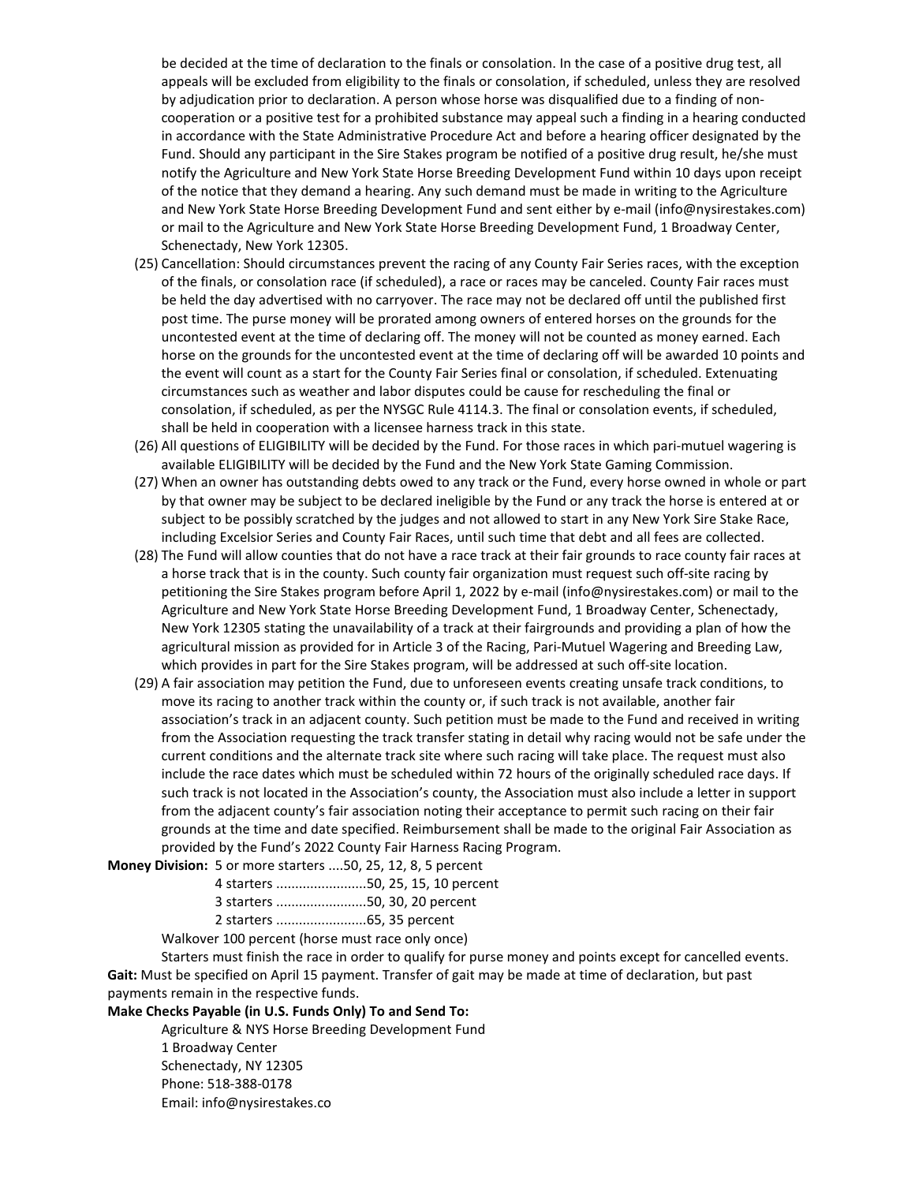be decided at the time of declaration to the finals or consolation. In the case of a positive drug test, all appeals will be excluded from eligibility to the finals or consolation, if scheduled, unless they are resolved by adjudication prior to declaration. A person whose horse was disqualified due to a finding of non-cooperation or a positive test for a prohibited substance may appeal such a finding in a hearing conducted in accordance with the State Administrative Procedure Act and before a hearing officer designated by the Fund. Should any participant in the Sire Stakes program be notified of a positive drug result, he/she must notify the Agriculture and New York State Horse Breeding Development Fund within 10 days upon receipt of the notice that they demand a hearing. Any such demand must be made in writing to the Agriculture and New York State Horse Breeding Development Fund and sent either by e-mail (info@nysirestakes.com) or mail to the Agriculture and New York State Horse Breeding Development Fund, 1 Broadway Center, Schenectady, New York 12305.

(25) Cancellation: Should circumstances prevent the racing of any County Fair Series races, with the exception of the finals, or consolation race (if scheduled), a race or races may be canceled. County Fair races must be held the day advertised with no carryover. The race may not be declared off until the published first post time. The purse money will be prorated among owners of entered horses on the grounds for the uncontested event at the time of declaring off. The money will not be counted as money earned. Each horse on the grounds for the uncontested event at the time of declaring off will be awarded 10 points and the event will count as a start for the County Fair Series final or consolation, if scheduled. Extenuating circumstances such as weather and labor disputes could be cause for rescheduling the final or consolation, if scheduled, as per the NYSGC Rule 4114.3. The final or consolation events, if scheduled, shall be held in cooperation with a licensee harness track in this state.

(26) All questions of ELIGIBILITY will be decided by the Fund. For those races in which pari-mutuel wagering is available ELIGIBILITY will be decided by the Fund and the New York State Gaming Commission.

(27) When an owner has outstanding debts owed to any track or the Fund, every horse owned in whole or part by that owner may be subject to be declared ineligible by the Fund or any track the horse is entered at or subject to be possibly scratched by the judges and not allowed to start in any New York Sire Stake Race, including Excelsior Series and County Fair Races, until such time that debt and all fees are collected.

(28) The Fund will allow counties that do not have a race track at their fair grounds to race county fair races at a horse track that is in the county. Such county fair organization must request such off-site racing by petitioning the Sire Stakes program before April 1, 2022 by e-mail (info@nysirestakes.com) or mail to the Agriculture and New York State Horse Breeding Development Fund, 1 Broadway Center, Schenectady, New York 12305 stating the unavailability of a track at their fairgrounds and providing a plan of how the agricultural mission as provided for in Article 3 of the Racing, Pari-Mutuel Wagering and Breeding Law, which provides in part for the Sire Stakes program, will be addressed at such off-site location.

(29) A fair association may petition the Fund, due to unforeseen events creating unsafe track conditions, to move its racing to another track within the county or, if such track is not available, another fair association's track in an adjacent county. Such petition must be made to the Fund and received in writing from the Association requesting the track transfer stating in detail why racing would not be safe under the current conditions and the alternate track site where such racing will take place. The request must also include the race dates which must be scheduled within 72 hours of the originally scheduled race days. If such track is not located in the Association's county, the Association must also include a letter in support from the adjacent county's fair association noting their acceptance to permit such racing on their fair grounds at the time and date specified. Reimbursement shall be made to the original Fair Association as provided by the Fund's 2022 County Fair Harness Racing Program.

**Money Division:** 5 or more starters ....50, 25, 12, 8, 5 percent
4 starters ........................50, 25, 15, 10 percent
3 starters ........................50, 30, 20 percent
2 starters ........................65, 35 percent
Walkover 100 percent (horse must race only once)
Starters must finish the race in order to qualify for purse money and points except for cancelled events.

**Gait:** Must be specified on April 15 payment. Transfer of gait may be made at time of declaration, but past payments remain in the respective funds.

**Make Checks Payable (in U.S. Funds Only) To and Send To:**
Agriculture & NYS Horse Breeding Development Fund
1 Broadway Center
Schenectady, NY 12305
Phone: 518-388-0178
Email: info@nysirestakes.co